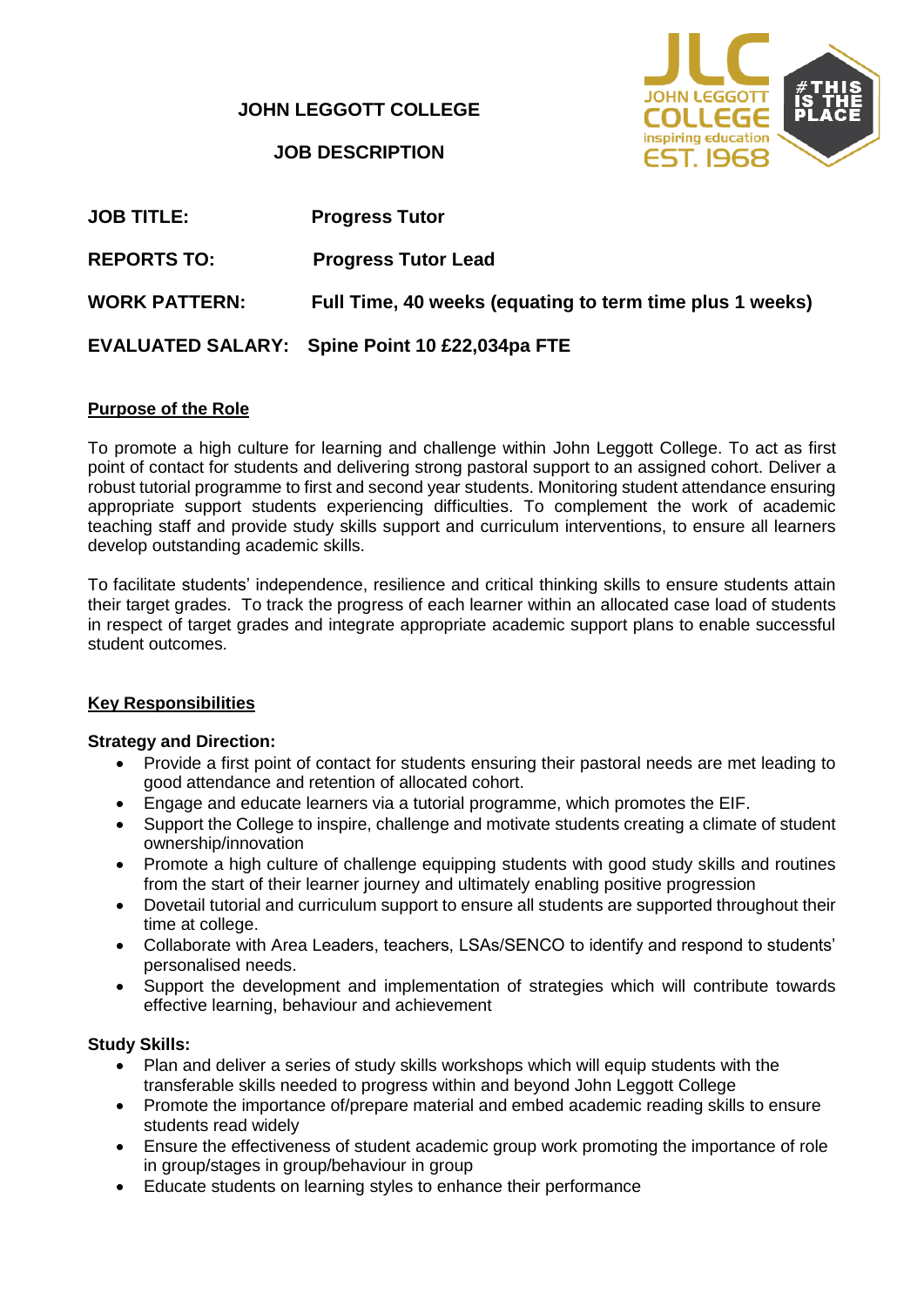# JOHN LEGGOTT COLLEGE

## JOB DESCRIPTION

**JOB TITLE:** **Progress Tutor**

**REPORTS TO:** **Progress Tutor Lead**

**WORK PATTERN:** **Full Time, 40 weeks (equating to term time plus 1 weeks)**

**EVALUATED SALARY:** **Spine Point 10 £22,034pa FTE**

### Purpose of the Role

To promote a high culture for learning and challenge within John Leggott College. To act as first point of contact for students and delivering strong pastoral support to an assigned cohort. Deliver a robust tutorial programme to first and second year students. Monitoring student attendance ensuring appropriate support students experiencing difficulties. To complement the work of academic teaching staff and provide study skills support and curriculum interventions, to ensure all learners develop outstanding academic skills.

To facilitate students' independence, resilience and critical thinking skills to ensure students attain their target grades. To track the progress of each learner within an allocated case load of students in respect of target grades and integrate appropriate academic support plans to enable successful student outcomes.

### Key Responsibilities

**Strategy and Direction:**

- Provide a first point of contact for students ensuring their pastoral needs are met leading to good attendance and retention of allocated cohort.
- Engage and educate learners via a tutorial programme, which promotes the EIF.
- Support the College to inspire, challenge and motivate students creating a climate of student ownership/innovation
- Promote a high culture of challenge equipping students with good study skills and routines from the start of their learner journey and ultimately enabling positive progression
- Dovetail tutorial and curriculum support to ensure all students are supported throughout their time at college.
- Collaborate with Area Leaders, teachers, LSAs/SENCO to identify and respond to students' personalised needs.
- Support the development and implementation of strategies which will contribute towards effective learning, behaviour and achievement

**Study Skills:**

- Plan and deliver a series of study skills workshops which will equip students with the transferable skills needed to progress within and beyond John Leggott College
- Promote the importance of/prepare material and embed academic reading skills to ensure students read widely
- Ensure the effectiveness of student academic group work promoting the importance of role in group/stages in group/behaviour in group
- Educate students on learning styles to enhance their performance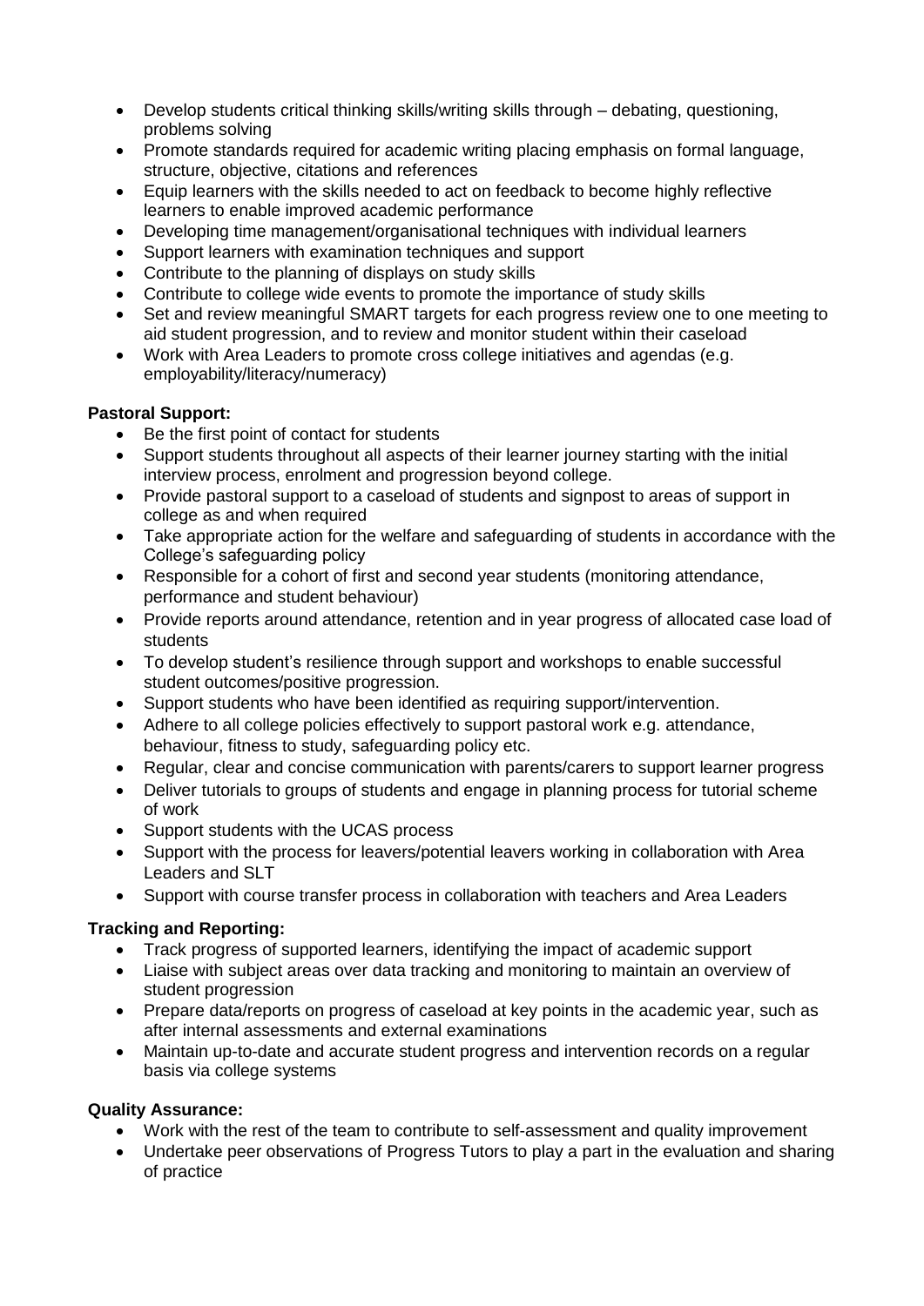- Develop students critical thinking skills/writing skills through – debating, questioning, problems solving
- Promote standards required for academic writing placing emphasis on formal language, structure, objective, citations and references
- Equip learners with the skills needed to act on feedback to become highly reflective learners to enable improved academic performance
- Developing time management/organisational techniques with individual learners
- Support learners with examination techniques and support
- Contribute to the planning of displays on study skills
- Contribute to college wide events to promote the importance of study skills
- Set and review meaningful SMART targets for each progress review one to one meeting to aid student progression, and to review and monitor student within their caseload
- Work with Area Leaders to promote cross college initiatives and agendas (e.g. employability/literacy/numeracy)

**Pastoral Support:**

- Be the first point of contact for students
- Support students throughout all aspects of their learner journey starting with the initial interview process, enrolment and progression beyond college.
- Provide pastoral support to a caseload of students and signpost to areas of support in college as and when required
- Take appropriate action for the welfare and safeguarding of students in accordance with the College's safeguarding policy
- Responsible for a cohort of first and second year students (monitoring attendance, performance and student behaviour)
- Provide reports around attendance, retention and in year progress of allocated case load of students
- To develop student's resilience through support and workshops to enable successful student outcomes/positive progression.
- Support students who have been identified as requiring support/intervention.
- Adhere to all college policies effectively to support pastoral work e.g. attendance, behaviour, fitness to study, safeguarding policy etc.
- Regular, clear and concise communication with parents/carers to support learner progress
- Deliver tutorials to groups of students and engage in planning process for tutorial scheme of work
- Support students with the UCAS process
- Support with the process for leavers/potential leavers working in collaboration with Area Leaders and SLT
- Support with course transfer process in collaboration with teachers and Area Leaders

**Tracking and Reporting:**

- Track progress of supported learners, identifying the impact of academic support
- Liaise with subject areas over data tracking and monitoring to maintain an overview of student progression
- Prepare data/reports on progress of caseload at key points in the academic year, such as after internal assessments and external examinations
- Maintain up-to-date and accurate student progress and intervention records on a regular basis via college systems

**Quality Assurance:**

- Work with the rest of the team to contribute to self-assessment and quality improvement
- Undertake peer observations of Progress Tutors to play a part in the evaluation and sharing of practice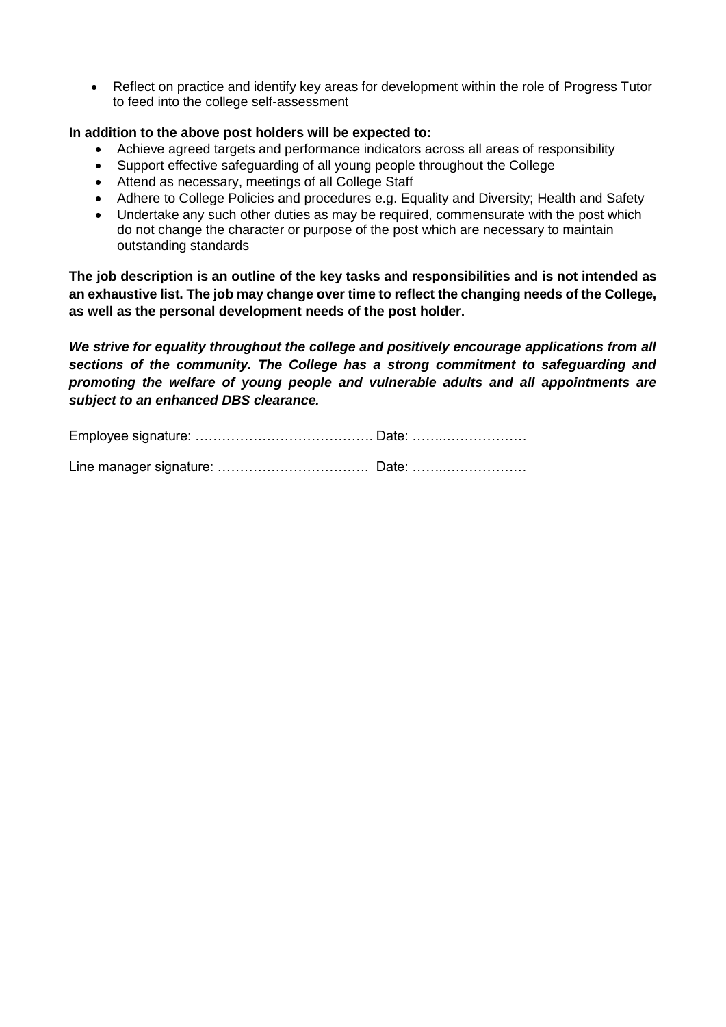- Reflect on practice and identify key areas for development within the role of Progress Tutor to feed into the college self-assessment

**In addition to the above post holders will be expected to:**

- Achieve agreed targets and performance indicators across all areas of responsibility
- Support effective safeguarding of all young people throughout the College
- Attend as necessary, meetings of all College Staff
- Adhere to College Policies and procedures e.g. Equality and Diversity; Health and Safety
- Undertake any such other duties as may be required, commensurate with the post which do not change the character or purpose of the post which are necessary to maintain outstanding standards

**The job description is an outline of the key tasks and responsibilities and is not intended as an exhaustive list. The job may change over time to reflect the changing needs of the College, as well as the personal development needs of the post holder.**

***We strive for equality throughout the college and positively encourage applications from all sections of the community. The College has a strong commitment to safeguarding and promoting the welfare of young people and vulnerable adults and all appointments are subject to an enhanced DBS clearance.***

Employee signature: …………………………………. Date: ……..………………

Line manager signature: ……………………………. Date: ……..………………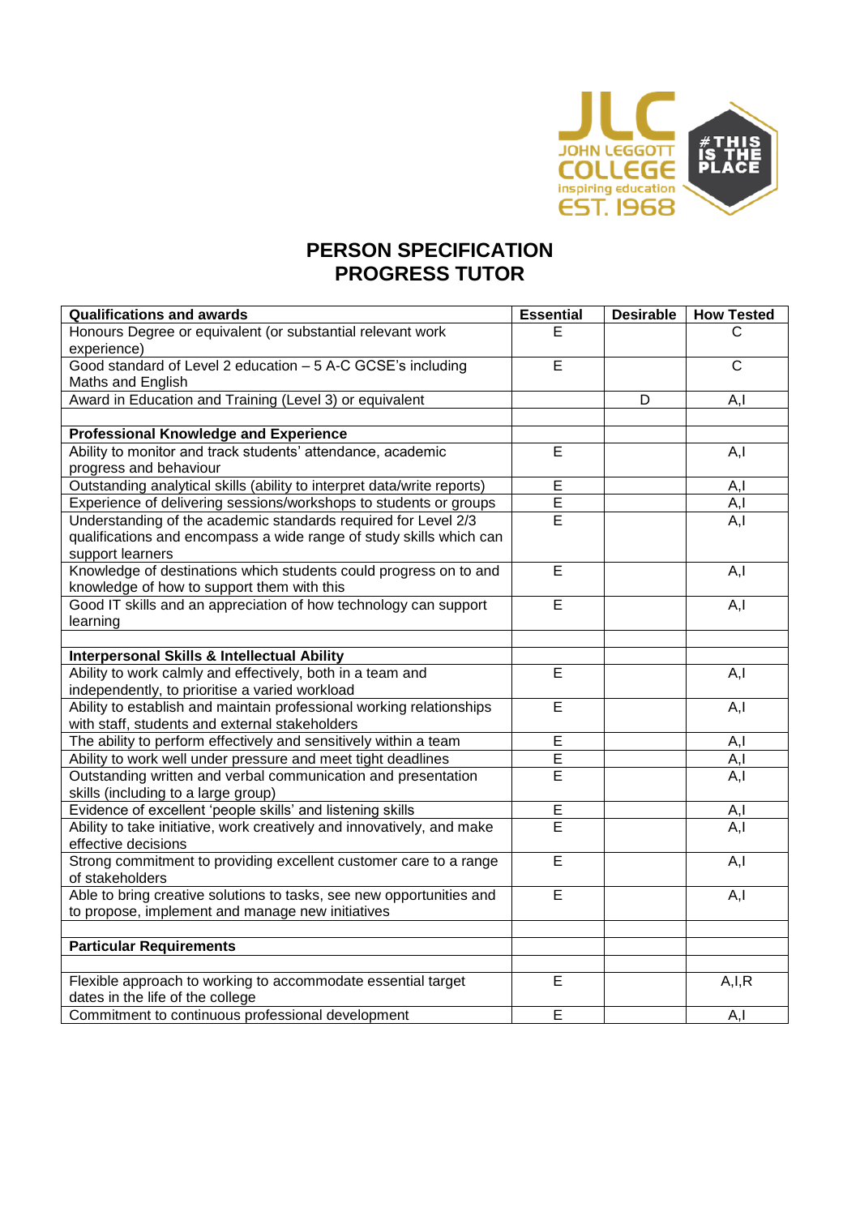# PERSON SPECIFICATION
# PROGRESS TUTOR

| Qualifications and awards | Essential | Desirable | How Tested |
|---|---|---|---|
| Honours Degree or equivalent (or substantial relevant work experience) | E | | C |
| Good standard of Level 2 education – 5 A-C GCSE's including Maths and English | E | | C |
| Award in Education and Training (Level 3) or equivalent | | D | A,I |
| | | | |
| **Professional Knowledge and Experience** | | | |
| Ability to monitor and track students' attendance, academic progress and behaviour | E | | A,I |
| Outstanding analytical skills (ability to interpret data/write reports) | E | | A,I |
| Experience of delivering sessions/workshops to students or groups | E | | A,I |
| Understanding of the academic standards required for Level 2/3 qualifications and encompass a wide range of study skills which can support learners | E | | A,I |
| Knowledge of destinations which students could progress on to and knowledge of how to support them with this | E | | A,I |
| Good IT skills and an appreciation of how technology can support learning | E | | A,I |
| | | | |
| **Interpersonal Skills & Intellectual Ability** | | | |
| Ability to work calmly and effectively, both in a team and independently, to prioritise a varied workload | E | | A,I |
| Ability to establish and maintain professional working relationships with staff, students and external stakeholders | E | | A,I |
| The ability to perform effectively and sensitively within a team | E | | A,I |
| Ability to work well under pressure and meet tight deadlines | E | | A,I |
| Outstanding written and verbal communication and presentation skills (including to a large group) | E | | A,I |
| Evidence of excellent 'people skills' and listening skills | E | | A,I |
| Ability to take initiative, work creatively and innovatively, and make effective decisions | E | | A,I |
| Strong commitment to providing excellent customer care to a range of stakeholders | E | | A,I |
| Able to bring creative solutions to tasks, see new opportunities and to propose, implement and manage new initiatives | E | | A,I |
| | | | |
| **Particular Requirements** | | | |
| | | | |
| Flexible approach to working to accommodate essential target dates in the life of the college | E | | A,I,R |
| Commitment to continuous professional development | E | | A,I |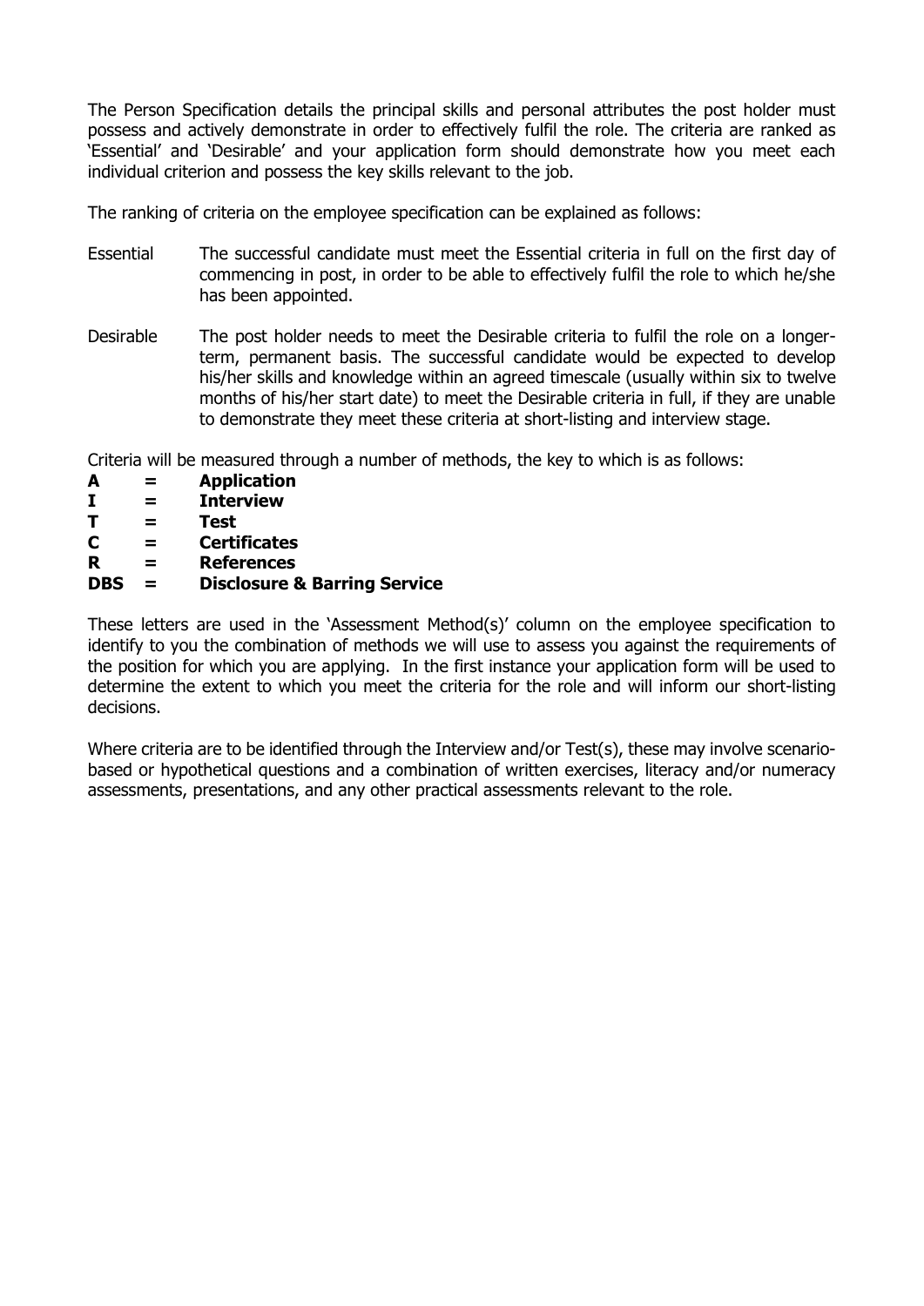The Person Specification details the principal skills and personal attributes the post holder must possess and actively demonstrate in order to effectively fulfil the role. The criteria are ranked as 'Essential' and 'Desirable' and your application form should demonstrate how you meet each individual criterion and possess the key skills relevant to the job.

The ranking of criteria on the employee specification can be explained as follows:

| | |
|---|---|
| Essential | The successful candidate must meet the Essential criteria in full on the first day of commencing in post, in order to be able to effectively fulfil the role to which he/she has been appointed. |
| Desirable | The post holder needs to meet the Desirable criteria to fulfil the role on a longer-term, permanent basis. The successful candidate would be expected to develop his/her skills and knowledge within an agreed timescale (usually within six to twelve months of his/her start date) to meet the Desirable criteria in full, if they are unable to demonstrate they meet these criteria at short-listing and interview stage. |

Criteria will be measured through a number of methods, the key to which is as follows:

**A** = **Application**
**I** = **Interview**
**T** = **Test**
**C** = **Certificates**
**R** = **References**
**DBS** = **Disclosure & Barring Service**

These letters are used in the 'Assessment Method(s)' column on the employee specification to identify to you the combination of methods we will use to assess you against the requirements of the position for which you are applying. In the first instance your application form will be used to determine the extent to which you meet the criteria for the role and will inform our short-listing decisions.

Where criteria are to be identified through the Interview and/or Test(s), these may involve scenario-based or hypothetical questions and a combination of written exercises, literacy and/or numeracy assessments, presentations, and any other practical assessments relevant to the role.